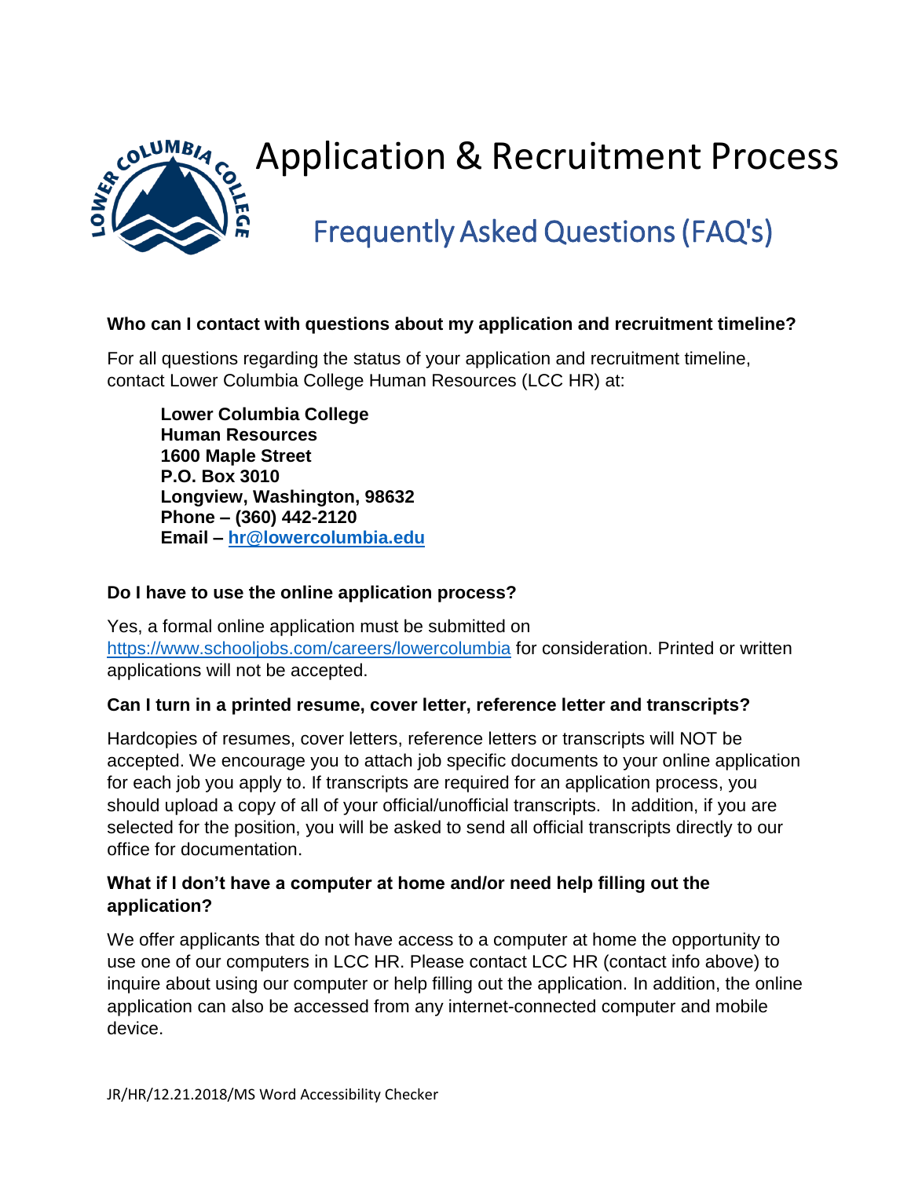# Application & Recruitment Process

## Frequently Asked Questions (FAQ's)

**Who can I contact with questions about my application and recruitment timeline?**

For all questions regarding the status of your application and recruitment timeline, contact Lower Columbia College Human Resources (LCC HR) at:

> **Lower Columbia College**
> **Human Resources**
> **1600 Maple Street**
> **P.O. Box 3010**
> **Longview, Washington, 98632**
> **Phone – (360) 442-2120**
> **Email – [hr@lowercolumbia.edu](mailto:hr@lowercolumbia.edu)**

**Do I have to use the online application process?**

Yes, a formal online application must be submitted on [https://www.schooljobs.com/careers/lowercolumbia](https://www.schooljobs.com/careers/lowercolumbia) for consideration. Printed or written applications will not be accepted.

**Can I turn in a printed resume, cover letter, reference letter and transcripts?**

Hardcopies of resumes, cover letters, reference letters or transcripts will NOT be accepted. We encourage you to attach job specific documents to your online application for each job you apply to. If transcripts are required for an application process, you should upload a copy of all of your official/unofficial transcripts. In addition, if you are selected for the position, you will be asked to send all official transcripts directly to our office for documentation.

**What if I don't have a computer at home and/or need help filling out the application?**

We offer applicants that do not have access to a computer at home the opportunity to use one of our computers in LCC HR. Please contact LCC HR (contact info above) to inquire about using our computer or help filling out the application. In addition, the online application can also be accessed from any internet-connected computer and mobile device.

JR/HR/12.21.2018/MS Word Accessibility Checker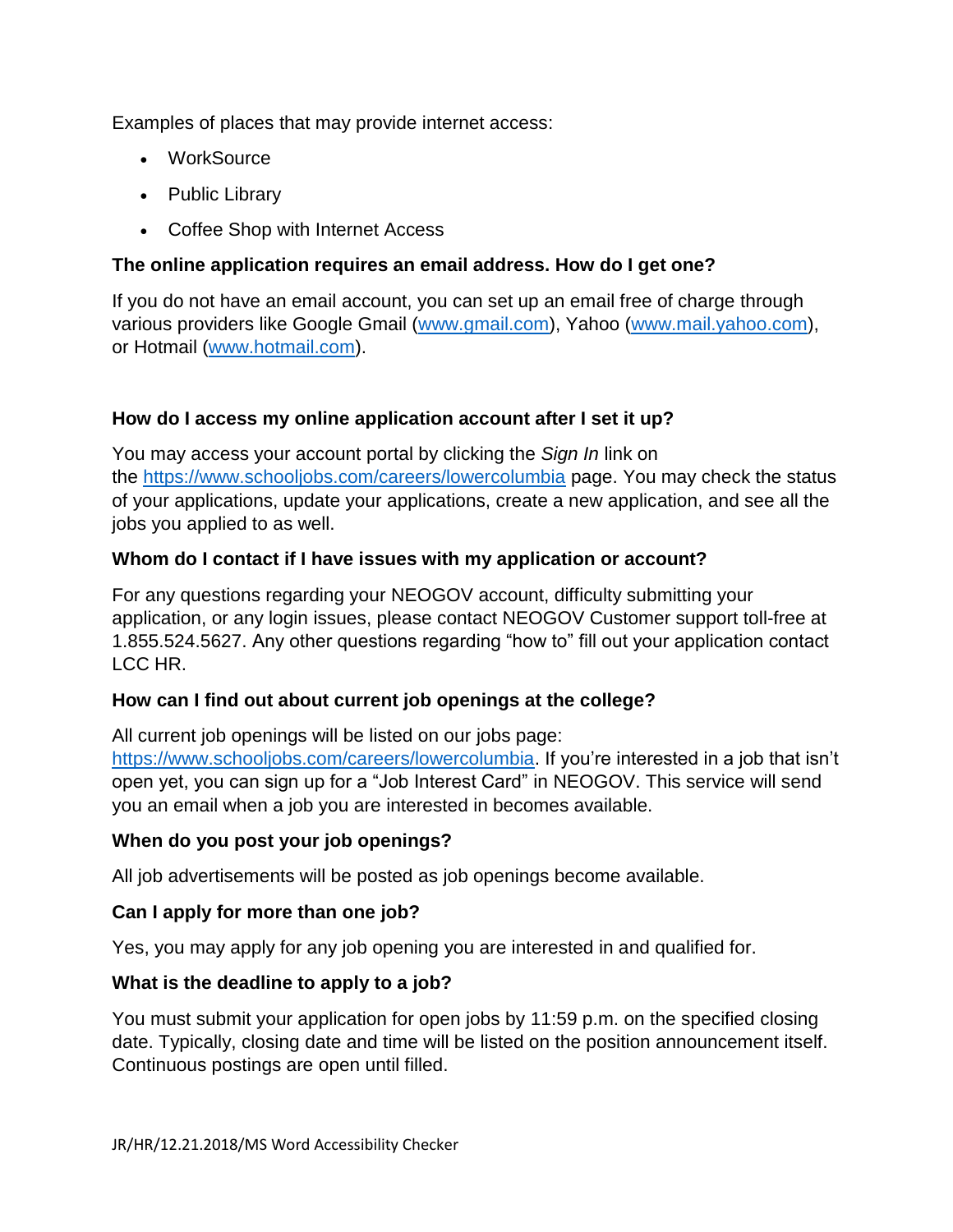Examples of places that may provide internet access:

- WorkSource
- Public Library
- Coffee Shop with Internet Access

**The online application requires an email address. How do I get one?**

If you do not have an email account, you can set up an email free of charge through various providers like Google Gmail ([www.gmail.com](http://www.gmail.com)), Yahoo ([www.mail.yahoo.com](http://www.mail.yahoo.com)), or Hotmail ([www.hotmail.com](http://www.hotmail.com)).

**How do I access my online application account after I set it up?**

You may access your account portal by clicking the *Sign In* link on the [https://www.schooljobs.com/careers/lowercolumbia](https://www.schooljobs.com/careers/lowercolumbia) page. You may check the status of your applications, update your applications, create a new application, and see all the jobs you applied to as well.

**Whom do I contact if I have issues with my application or account?**

For any questions regarding your NEOGOV account, difficulty submitting your application, or any login issues, please contact NEOGOV Customer support toll-free at 1.855.524.5627. Any other questions regarding "how to" fill out your application contact LCC HR.

**How can I find out about current job openings at the college?**

All current job openings will be listed on our jobs page: [https://www.schooljobs.com/careers/lowercolumbia](https://www.schooljobs.com/careers/lowercolumbia). If you're interested in a job that isn't open yet, you can sign up for a "Job Interest Card" in NEOGOV. This service will send you an email when a job you are interested in becomes available.

**When do you post your job openings?**

All job advertisements will be posted as job openings become available.

**Can I apply for more than one job?**

Yes, you may apply for any job opening you are interested in and qualified for.

**What is the deadline to apply to a job?**

You must submit your application for open jobs by 11:59 p.m. on the specified closing date. Typically, closing date and time will be listed on the position announcement itself. Continuous postings are open until filled.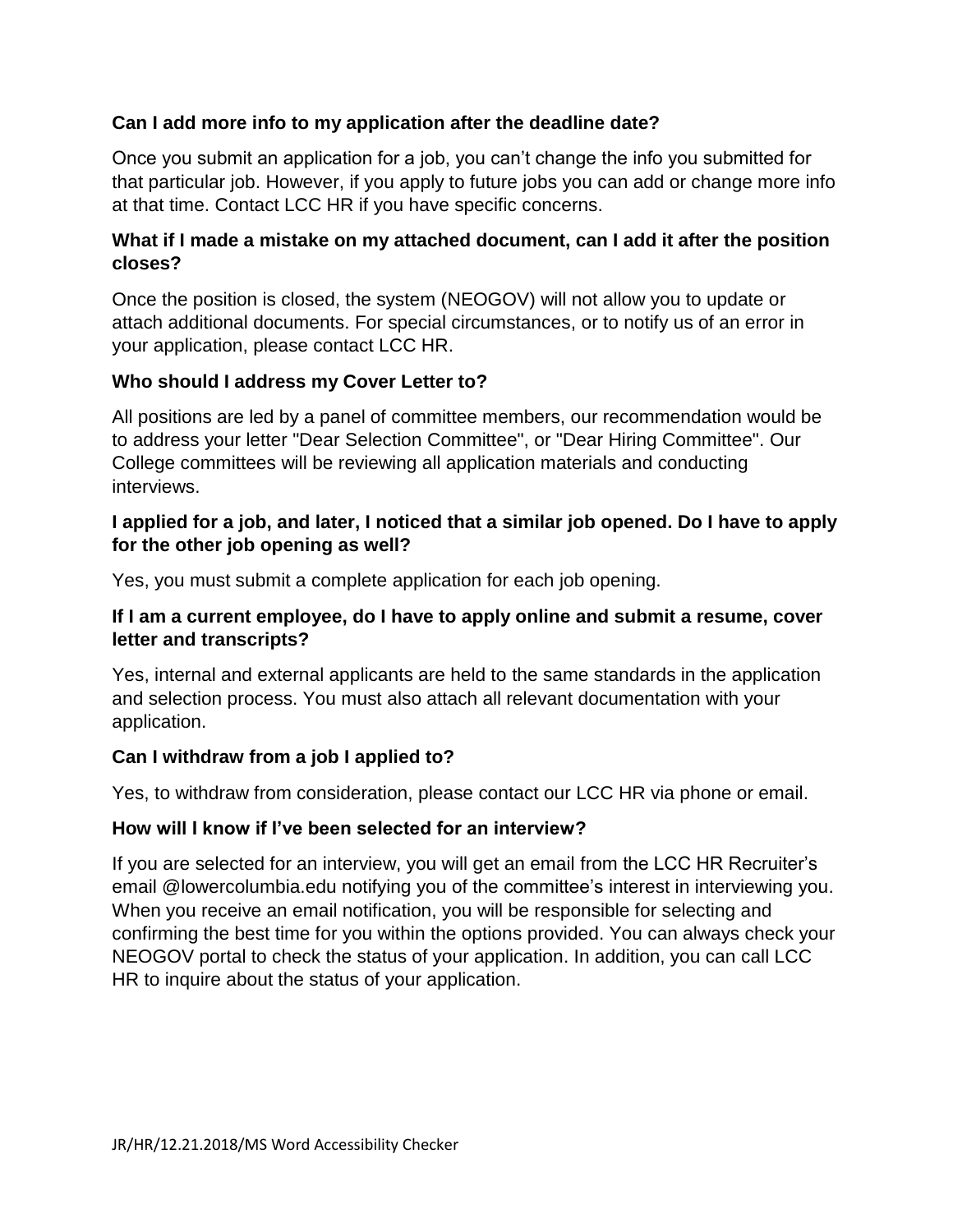**Can I add more info to my application after the deadline date?**

Once you submit an application for a job, you can't change the info you submitted for that particular job. However, if you apply to future jobs you can add or change more info at that time. Contact LCC HR if you have specific concerns.

**What if I made a mistake on my attached document, can I add it after the position closes?**

Once the position is closed, the system (NEOGOV) will not allow you to update or attach additional documents. For special circumstances, or to notify us of an error in your application, please contact LCC HR.

**Who should I address my Cover Letter to?**

All positions are led by a panel of committee members, our recommendation would be to address your letter "Dear Selection Committee", or "Dear Hiring Committee". Our College committees will be reviewing all application materials and conducting interviews.

**I applied for a job, and later, I noticed that a similar job opened. Do I have to apply for the other job opening as well?**

Yes, you must submit a complete application for each job opening.

**If I am a current employee, do I have to apply online and submit a resume, cover letter and transcripts?**

Yes, internal and external applicants are held to the same standards in the application and selection process. You must also attach all relevant documentation with your application.

**Can I withdraw from a job I applied to?**

Yes, to withdraw from consideration, please contact our LCC HR via phone or email.

**How will I know if I've been selected for an interview?**

If you are selected for an interview, you will get an email from the LCC HR Recruiter's email @lowercolumbia.edu notifying you of the committee's interest in interviewing you. When you receive an email notification, you will be responsible for selecting and confirming the best time for you within the options provided. You can always check your NEOGOV portal to check the status of your application. In addition, you can call LCC HR to inquire about the status of your application.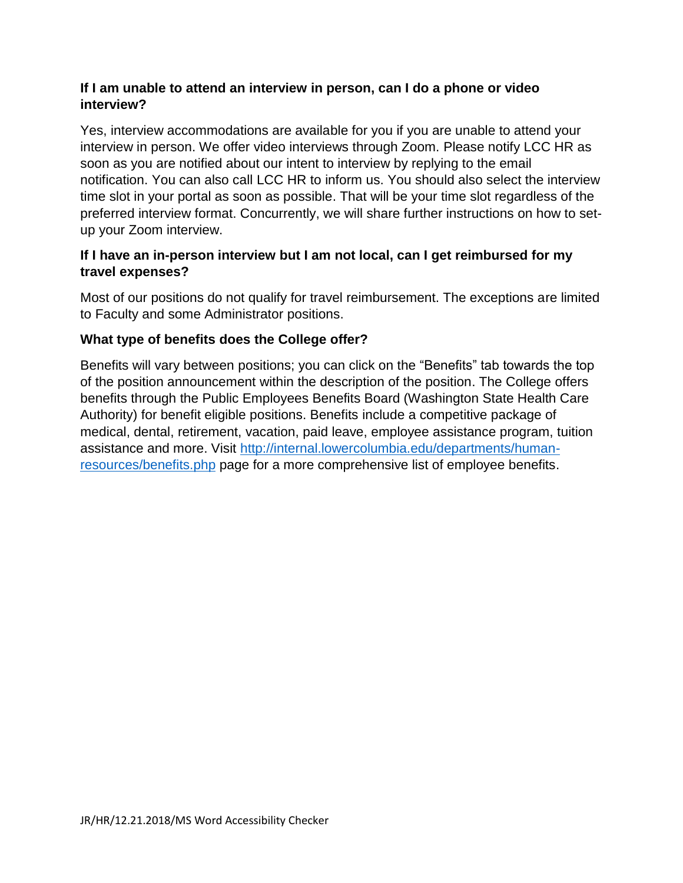**If I am unable to attend an interview in person, can I do a phone or video interview?**

Yes, interview accommodations are available for you if you are unable to attend your interview in person. We offer video interviews through Zoom. Please notify LCC HR as soon as you are notified about our intent to interview by replying to the email notification. You can also call LCC HR to inform us. You should also select the interview time slot in your portal as soon as possible. That will be your time slot regardless of the preferred interview format. Concurrently, we will share further instructions on how to set-up your Zoom interview.

**If I have an in-person interview but I am not local, can I get reimbursed for my travel expenses?**

Most of our positions do not qualify for travel reimbursement. The exceptions are limited to Faculty and some Administrator positions.

**What type of benefits does the College offer?**

Benefits will vary between positions; you can click on the "Benefits" tab towards the top of the position announcement within the description of the position. The College offers benefits through the Public Employees Benefits Board (Washington State Health Care Authority) for benefit eligible positions. Benefits include a competitive package of medical, dental, retirement, vacation, paid leave, employee assistance program, tuition assistance and more. Visit [http://internal.lowercolumbia.edu/departments/human-resources/benefits.php](http://internal.lowercolumbia.edu/departments/human-resources/benefits.php) page for a more comprehensive list of employee benefits.

JR/HR/12.21.2018/MS Word Accessibility Checker